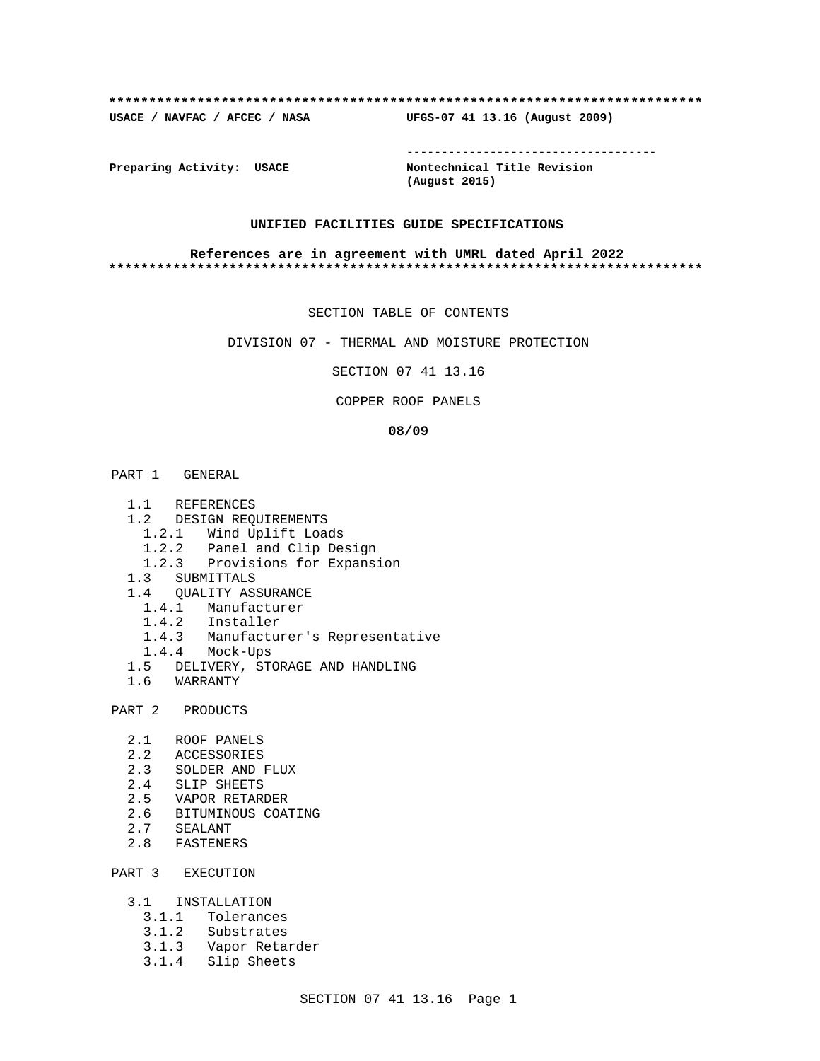```
**************************************************************************
USACE / NAVFAC / AFCEC / NASA            UFGS-07 41 13.16 (August 2009)

                                         -----------------------------------
Preparing Activity:  USACE               Nontechnical Title Revision
                                         (August 2015)
```

**UNIFIED FACILITIES GUIDE SPECIFICATIONS**

**References are in agreement with UMRL dated April 2022**

```
**************************************************************************
```

SECTION TABLE OF CONTENTS

DIVISION 07 - THERMAL AND MOISTURE PROTECTION

SECTION 07 41 13.16

COPPER ROOF PANELS

**08/09**

PART 1 GENERAL

- 1.1 REFERENCES
- 1.2 DESIGN REQUIREMENTS
  - 1.2.1 Wind Uplift Loads
  - 1.2.2 Panel and Clip Design
  - 1.2.3 Provisions for Expansion
- 1.3 SUBMITTALS
- 1.4 QUALITY ASSURANCE
  - 1.4.1 Manufacturer
  - 1.4.2 Installer
  - 1.4.3 Manufacturer's Representative
  - 1.4.4 Mock-Ups
- 1.5 DELIVERY, STORAGE AND HANDLING
- 1.6 WARRANTY

PART 2 PRODUCTS

- 2.1 ROOF PANELS
- 2.2 ACCESSORIES
- 2.3 SOLDER AND FLUX
- 2.4 SLIP SHEETS
- 2.5 VAPOR RETARDER
- 2.6 BITUMINOUS COATING
- 2.7 SEALANT
- 2.8 FASTENERS

PART 3 EXECUTION

- 3.1 INSTALLATION
  - 3.1.1 Tolerances
  - 3.1.2 Substrates
  - 3.1.3 Vapor Retarder
  - 3.1.4 Slip Sheets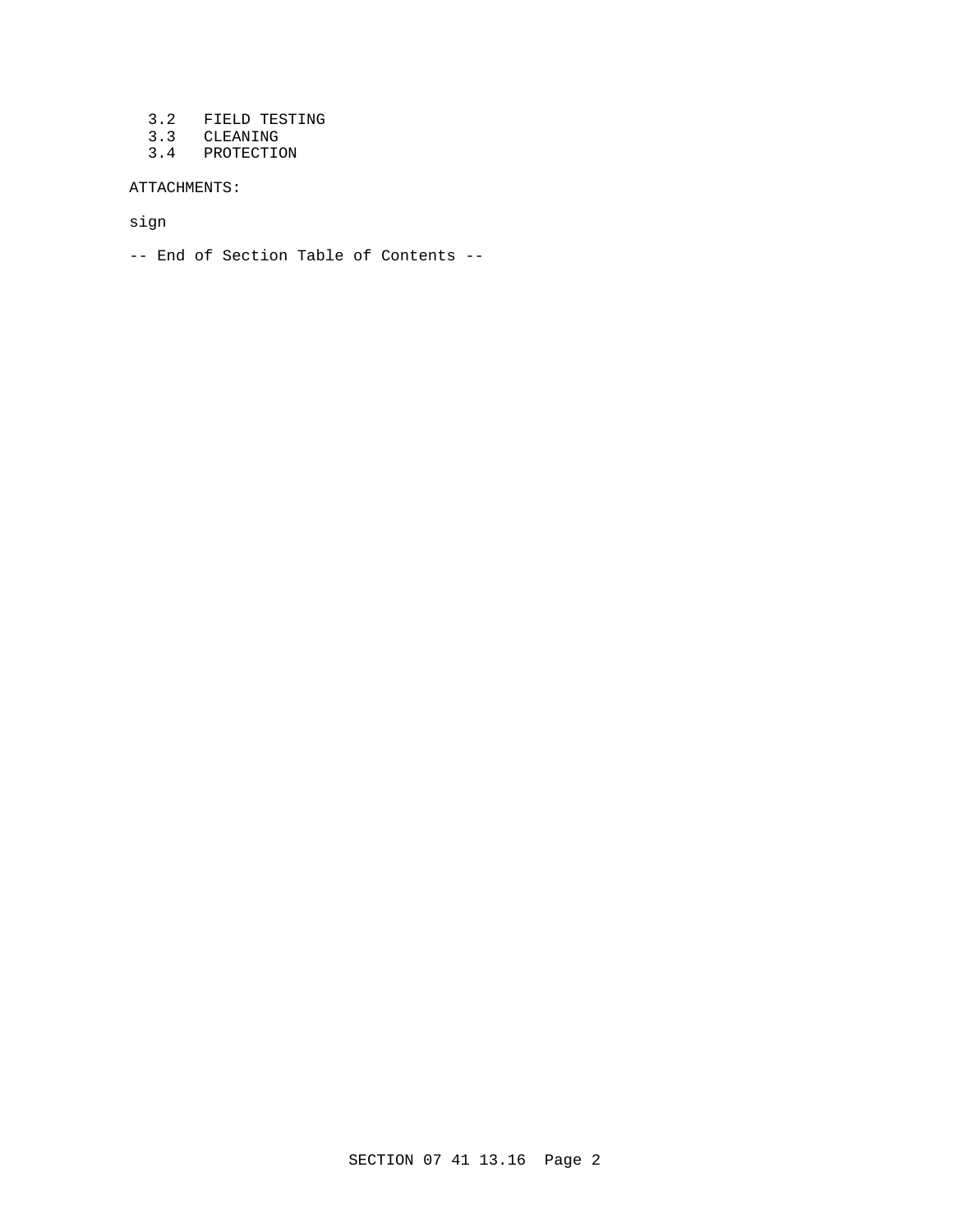3.2 FIELD TESTING
3.3 CLEANING
3.4 PROTECTION

ATTACHMENTS:

sign

-- End of Section Table of Contents --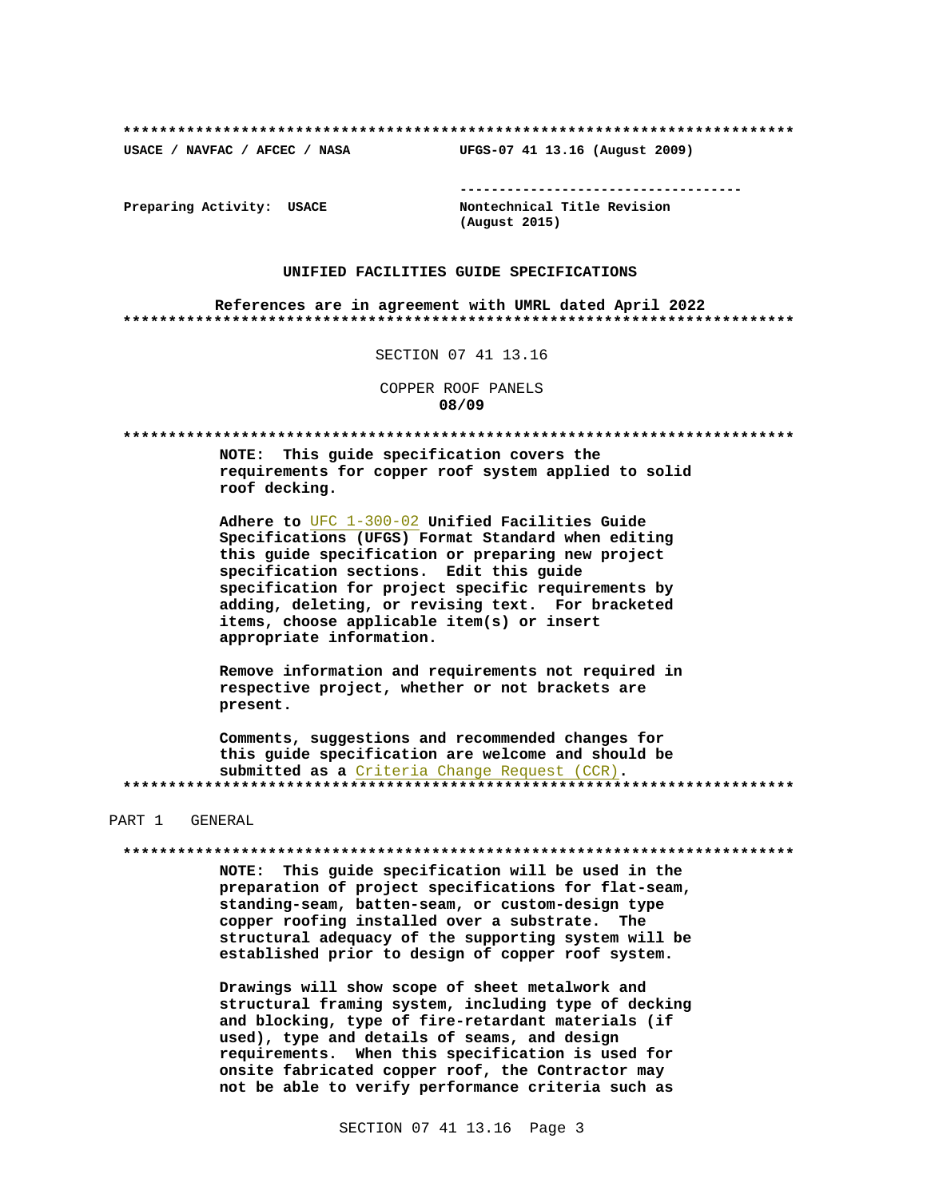**************************************************************************
**USACE / NAVFAC / AFCEC / NASA** **UFGS-07 41 13.16 (August 2009)**

-----------------------------------

**Preparing Activity: USACE** **Nontechnical Title Revision (August 2015)**

**UNIFIED FACILITIES GUIDE SPECIFICATIONS**

**References are in agreement with UMRL dated April 2022**
**************************************************************************

SECTION 07 41 13.16

COPPER ROOF PANELS
**08/09**

**************************************************************************
**NOTE: This guide specification covers the requirements for copper roof system applied to solid roof decking.**

**Adhere to** UFC 1-300-02 **Unified Facilities Guide Specifications (UFGS) Format Standard when editing this guide specification or preparing new project specification sections. Edit this guide specification for project specific requirements by adding, deleting, or revising text. For bracketed items, choose applicable item(s) or insert appropriate information.**

**Remove information and requirements not required in respective project, whether or not brackets are present.**

**Comments, suggestions and recommended changes for this guide specification are welcome and should be submitted as a** Criteria Change Request (CCR)**.**
**************************************************************************

PART 1 GENERAL

**************************************************************************
**NOTE: This guide specification will be used in the preparation of project specifications for flat-seam, standing-seam, batten-seam, or custom-design type copper roofing installed over a substrate. The structural adequacy of the supporting system will be established prior to design of copper roof system.**

**Drawings will show scope of sheet metalwork and structural framing system, including type of decking and blocking, type of fire-retardant materials (if used), type and details of seams, and design requirements. When this specification is used for onsite fabricated copper roof, the Contractor may not be able to verify performance criteria such as**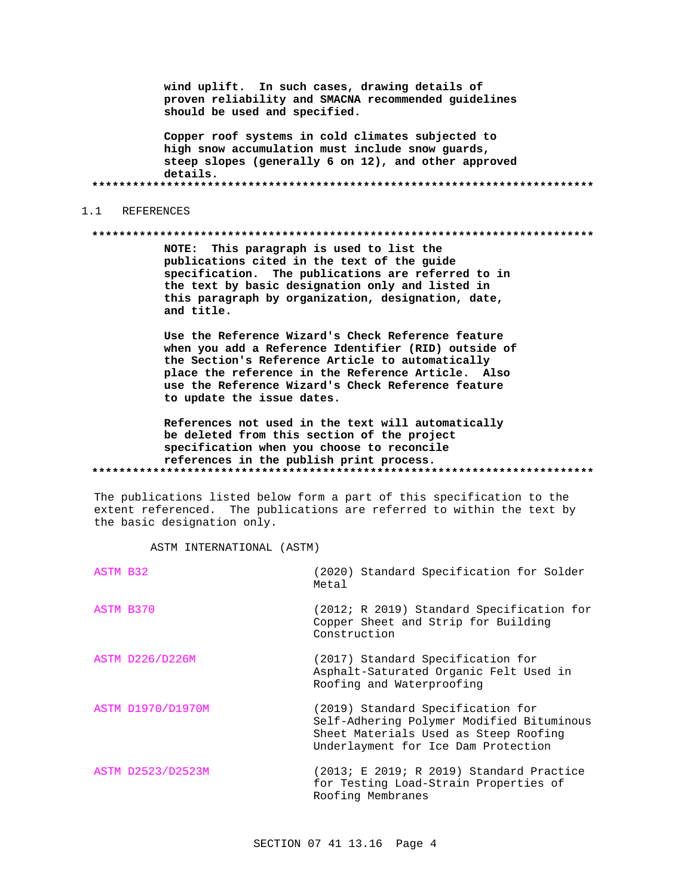**wind uplift. In such cases, drawing details of proven reliability and SMACNA recommended guidelines should be used and specified.**

**Copper roof systems in cold climates subjected to high snow accumulation must include snow guards, steep slopes (generally 6 on 12), and other approved details.**

**************************************************************************

## 1.1 REFERENCES

**************************************************************************

**NOTE: This paragraph is used to list the publications cited in the text of the guide specification. The publications are referred to in the text by basic designation only and listed in this paragraph by organization, designation, date, and title.**

**Use the Reference Wizard's Check Reference feature when you add a Reference Identifier (RID) outside of the Section's Reference Article to automatically place the reference in the Reference Article. Also use the Reference Wizard's Check Reference feature to update the issue dates.**

**References not used in the text will automatically be deleted from this section of the project specification when you choose to reconcile references in the publish print process.**

**************************************************************************

The publications listed below form a part of this specification to the extent referenced. The publications are referred to within the text by the basic designation only.

ASTM INTERNATIONAL (ASTM)

| | |
|---|---|
| ASTM B32 | (2020) Standard Specification for Solder Metal |
| ASTM B370 | (2012; R 2019) Standard Specification for Copper Sheet and Strip for Building Construction |
| ASTM D226/D226M | (2017) Standard Specification for Asphalt-Saturated Organic Felt Used in Roofing and Waterproofing |
| ASTM D1970/D1970M | (2019) Standard Specification for Self-Adhering Polymer Modified Bituminous Sheet Materials Used as Steep Roofing Underlayment for Ice Dam Protection |
| ASTM D2523/D2523M | (2013; E 2019; R 2019) Standard Practice for Testing Load-Strain Properties of Roofing Membranes |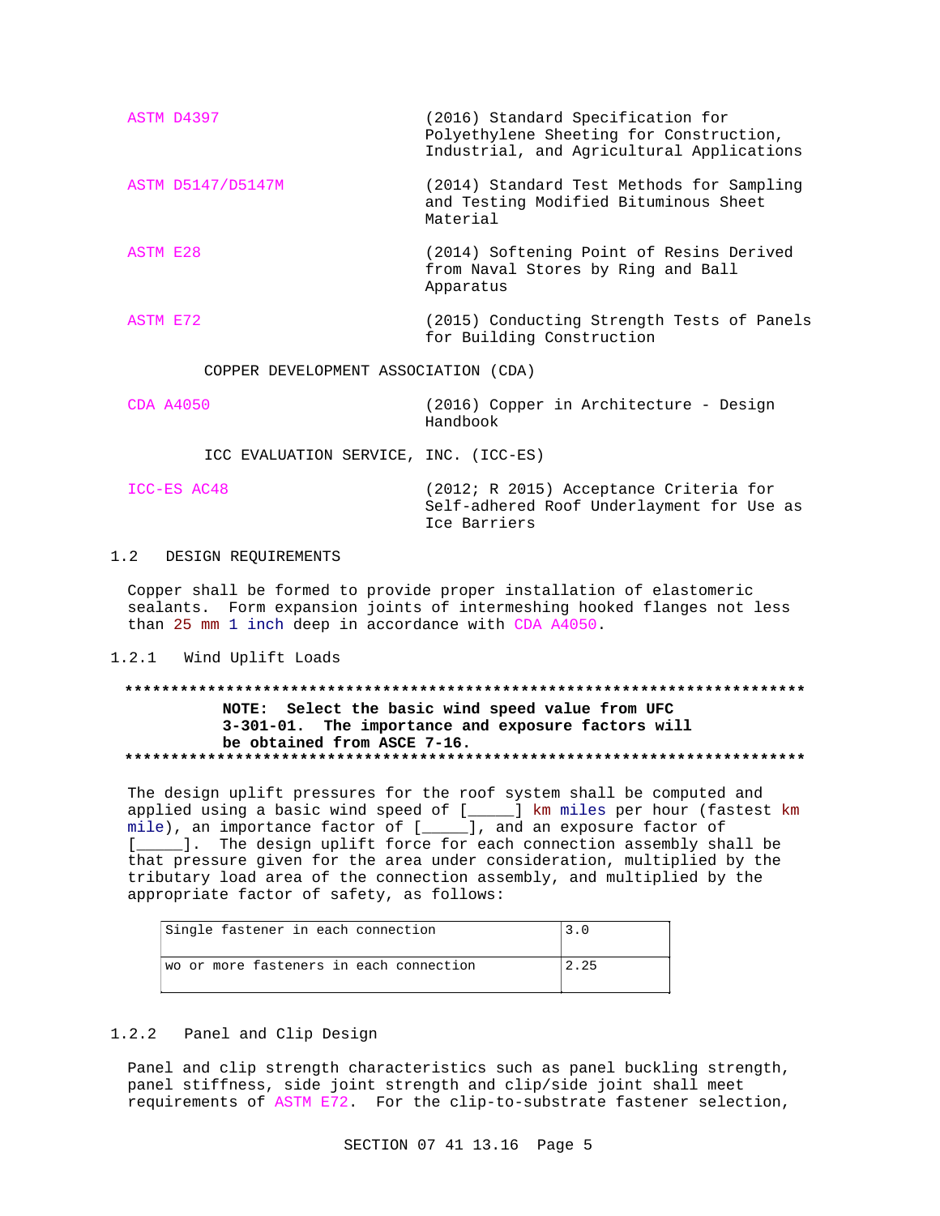ASTM D4397 (2016) Standard Specification for Polyethylene Sheeting for Construction, Industrial, and Agricultural Applications

ASTM D5147/D5147M (2014) Standard Test Methods for Sampling and Testing Modified Bituminous Sheet Material

ASTM E28 (2014) Softening Point of Resins Derived from Naval Stores by Ring and Ball Apparatus

ASTM E72 (2015) Conducting Strength Tests of Panels for Building Construction

COPPER DEVELOPMENT ASSOCIATION (CDA)

CDA A4050 (2016) Copper in Architecture - Design Handbook

ICC EVALUATION SERVICE, INC. (ICC-ES)

ICC-ES AC48 (2012; R 2015) Acceptance Criteria for Self-adhered Roof Underlayment for Use as Ice Barriers

## 1.2 DESIGN REQUIREMENTS

Copper shall be formed to provide proper installation of elastomeric sealants. Form expansion joints of intermeshing hooked flanges not less than 25 mm 1 inch deep in accordance with CDA A4050.

### 1.2.1 Wind Uplift Loads

**************************************************************************

**NOTE: Select the basic wind speed value from UFC 3-301-01. The importance and exposure factors will be obtained from ASCE 7-16.**

**************************************************************************

The design uplift pressures for the roof system shall be computed and applied using a basic wind speed of [_____] km miles per hour (fastest km mile), an importance factor of [_____], and an exposure factor of [_____]. The design uplift force for each connection assembly shall be that pressure given for the area under consideration, multiplied by the tributary load area of the connection assembly, and multiplied by the appropriate factor of safety, as follows:

| Single fastener in each connection | 3.0 |
|---|---|
| wo or more fasteners in each connection | 2.25 |

### 1.2.2 Panel and Clip Design

Panel and clip strength characteristics such as panel buckling strength, panel stiffness, side joint strength and clip/side joint shall meet requirements of ASTM E72. For the clip-to-substrate fastener selection,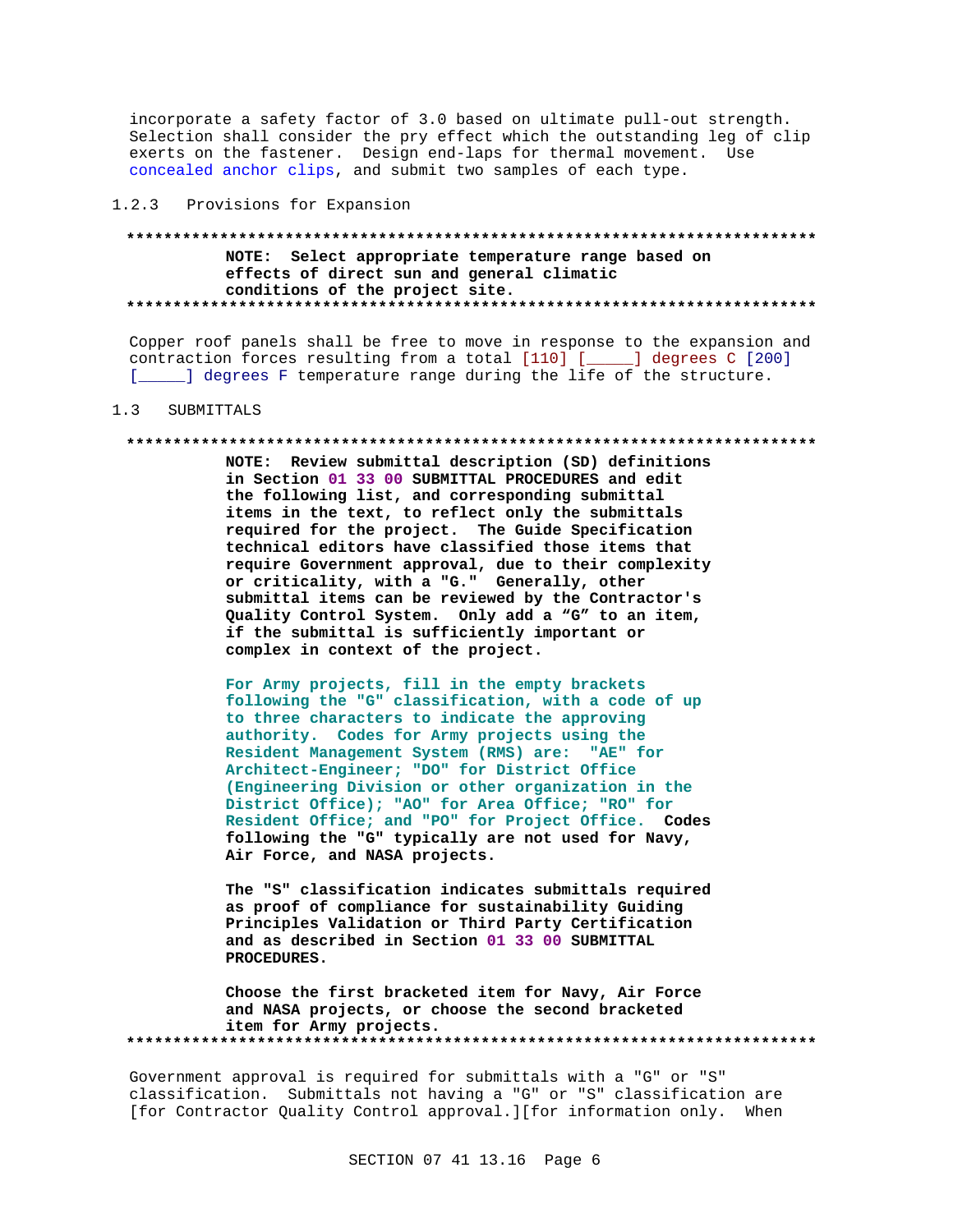incorporate a safety factor of 3.0 based on ultimate pull-out strength. Selection shall consider the pry effect which the outstanding leg of clip exerts on the fastener. Design end-laps for thermal movement. Use concealed anchor clips, and submit two samples of each type.

### 1.2.3 Provisions for Expansion

**************************************************************************

**NOTE: Select appropriate temperature range based on effects of direct sun and general climatic conditions of the project site.**

**************************************************************************

Copper roof panels shall be free to move in response to the expansion and contraction forces resulting from a total [110] [_____] degrees C [200] [_____] degrees F temperature range during the life of the structure.

## 1.3 SUBMITTALS

**************************************************************************

**NOTE: Review submittal description (SD) definitions in Section 01 33 00 SUBMITTAL PROCEDURES and edit the following list, and corresponding submittal items in the text, to reflect only the submittals required for the project. The Guide Specification technical editors have classified those items that require Government approval, due to their complexity or criticality, with a "G." Generally, other submittal items can be reviewed by the Contractor's Quality Control System. Only add a “G” to an item, if the submittal is sufficiently important or complex in context of the project.**

**For Army projects, fill in the empty brackets following the "G" classification, with a code of up to three characters to indicate the approving authority. Codes for Army projects using the Resident Management System (RMS) are: "AE" for Architect-Engineer; "DO" for District Office (Engineering Division or other organization in the District Office); "AO" for Area Office; "RO" for Resident Office; and "PO" for Project Office. Codes following the "G" typically are not used for Navy, Air Force, and NASA projects.**

**The "S" classification indicates submittals required as proof of compliance for sustainability Guiding Principles Validation or Third Party Certification and as described in Section 01 33 00 SUBMITTAL PROCEDURES.**

**Choose the first bracketed item for Navy, Air Force and NASA projects, or choose the second bracketed item for Army projects.**

**************************************************************************

Government approval is required for submittals with a "G" or "S" classification. Submittals not having a "G" or "S" classification are [for Contractor Quality Control approval.][for information only. When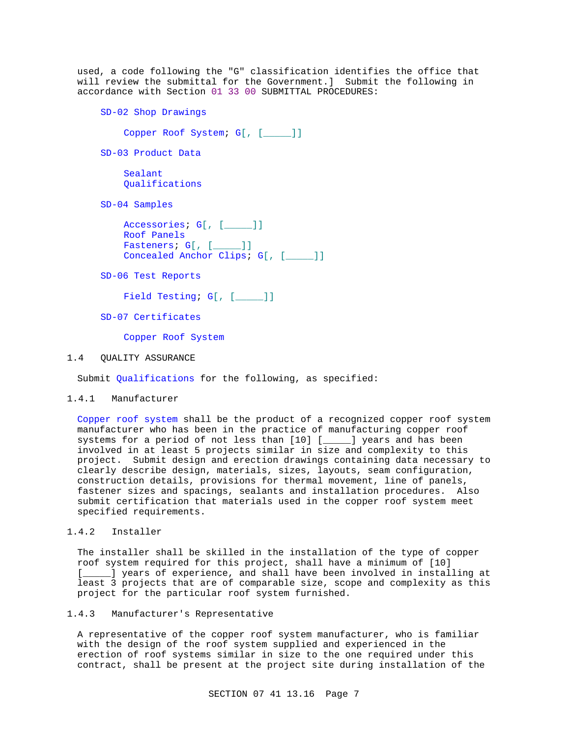used, a code following the "G" classification identifies the office that will review the submittal for the Government.] Submit the following in accordance with Section 01 33 00 SUBMITTAL PROCEDURES:

SD-02 Shop Drawings

Copper Roof System; G[, [_____]]

SD-03 Product Data

Sealant
Qualifications

SD-04 Samples

Accessories; G[, [_____]]
Roof Panels
Fasteners; G[, [_____]]
Concealed Anchor Clips; G[, [_____]]

SD-06 Test Reports

Field Testing; G[, [_____]]

SD-07 Certificates

Copper Roof System

## 1.4 QUALITY ASSURANCE

Submit Qualifications for the following, as specified:

### 1.4.1 Manufacturer

Copper roof system shall be the product of a recognized copper roof system manufacturer who has been in the practice of manufacturing copper roof systems for a period of not less than [10] [_____] years and has been involved in at least 5 projects similar in size and complexity to this project. Submit design and erection drawings containing data necessary to clearly describe design, materials, sizes, layouts, seam configuration, construction details, provisions for thermal movement, line of panels, fastener sizes and spacings, sealants and installation procedures. Also submit certification that materials used in the copper roof system meet specified requirements.

### 1.4.2 Installer

The installer shall be skilled in the installation of the type of copper roof system required for this project, shall have a minimum of [10] [_____] years of experience, and shall have been involved in installing at least 3 projects that are of comparable size, scope and complexity as this project for the particular roof system furnished.

### 1.4.3 Manufacturer's Representative

A representative of the copper roof system manufacturer, who is familiar with the design of the roof system supplied and experienced in the erection of roof systems similar in size to the one required under this contract, shall be present at the project site during installation of the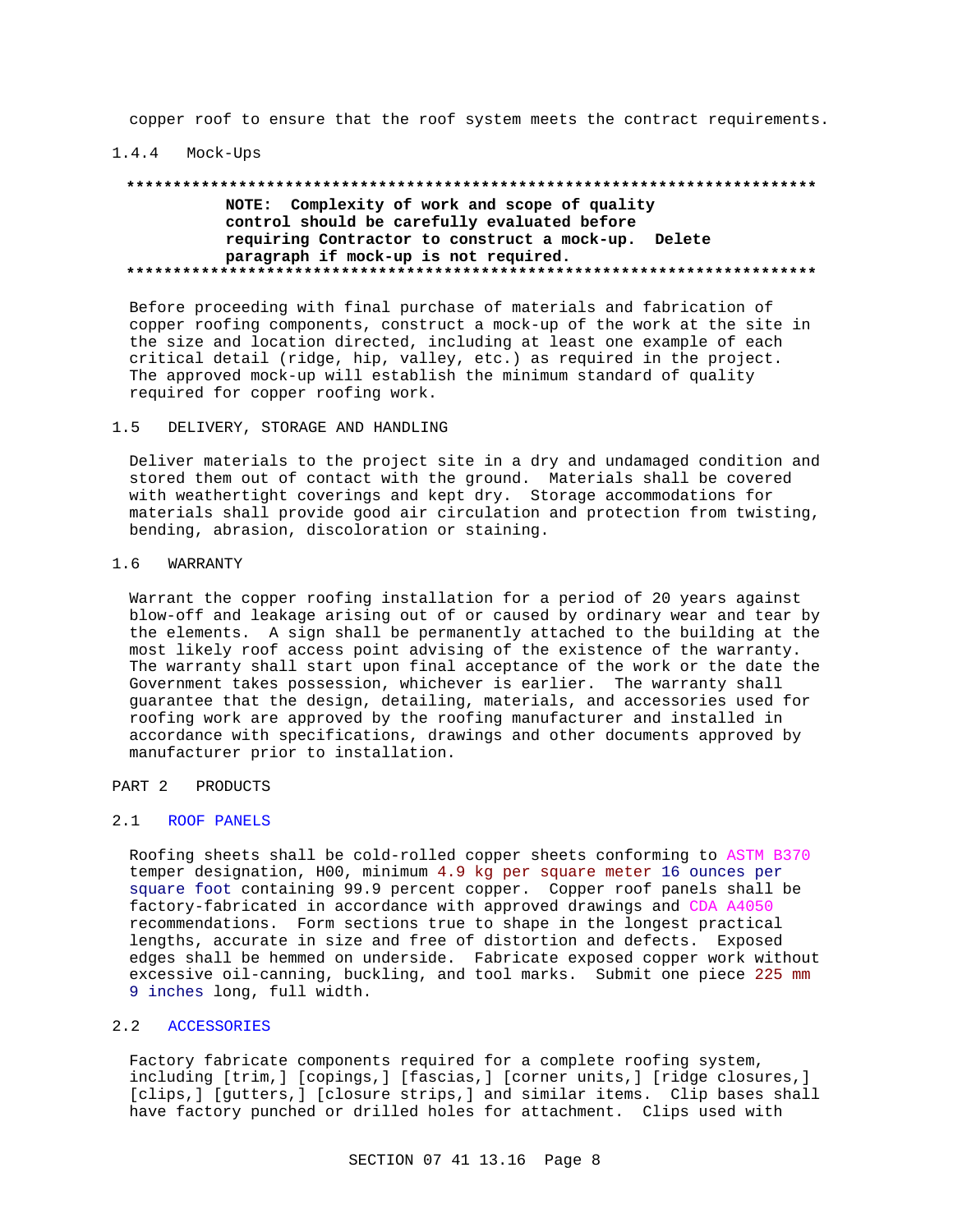copper roof to ensure that the roof system meets the contract requirements.

### 1.4.4 Mock-Ups

**************************************************************************

**NOTE: Complexity of work and scope of quality control should be carefully evaluated before requiring Contractor to construct a mock-up. Delete paragraph if mock-up is not required.**

**************************************************************************

Before proceeding with final purchase of materials and fabrication of copper roofing components, construct a mock-up of the work at the site in the size and location directed, including at least one example of each critical detail (ridge, hip, valley, etc.) as required in the project. The approved mock-up will establish the minimum standard of quality required for copper roofing work.

## 1.5 DELIVERY, STORAGE AND HANDLING

Deliver materials to the project site in a dry and undamaged condition and stored them out of contact with the ground. Materials shall be covered with weathertight coverings and kept dry. Storage accommodations for materials shall provide good air circulation and protection from twisting, bending, abrasion, discoloration or staining.

## 1.6 WARRANTY

Warrant the copper roofing installation for a period of 20 years against blow-off and leakage arising out of or caused by ordinary wear and tear by the elements. A sign shall be permanently attached to the building at the most likely roof access point advising of the existence of the warranty. The warranty shall start upon final acceptance of the work or the date the Government takes possession, whichever is earlier. The warranty shall guarantee that the design, detailing, materials, and accessories used for roofing work are approved by the roofing manufacturer and installed in accordance with specifications, drawings and other documents approved by manufacturer prior to installation.

# PART 2 PRODUCTS

## 2.1 ROOF PANELS

Roofing sheets shall be cold-rolled copper sheets conforming to ASTM B370 temper designation, H00, minimum 4.9 kg per square meter 16 ounces per square foot containing 99.9 percent copper. Copper roof panels shall be factory-fabricated in accordance with approved drawings and CDA A4050 recommendations. Form sections true to shape in the longest practical lengths, accurate in size and free of distortion and defects. Exposed edges shall be hemmed on underside. Fabricate exposed copper work without excessive oil-canning, buckling, and tool marks. Submit one piece 225 mm 9 inches long, full width.

## 2.2 ACCESSORIES

Factory fabricate components required for a complete roofing system, including [trim,] [copings,] [fascias,] [corner units,] [ridge closures,] [clips,] [gutters,] [closure strips,] and similar items. Clip bases shall have factory punched or drilled holes for attachment. Clips used with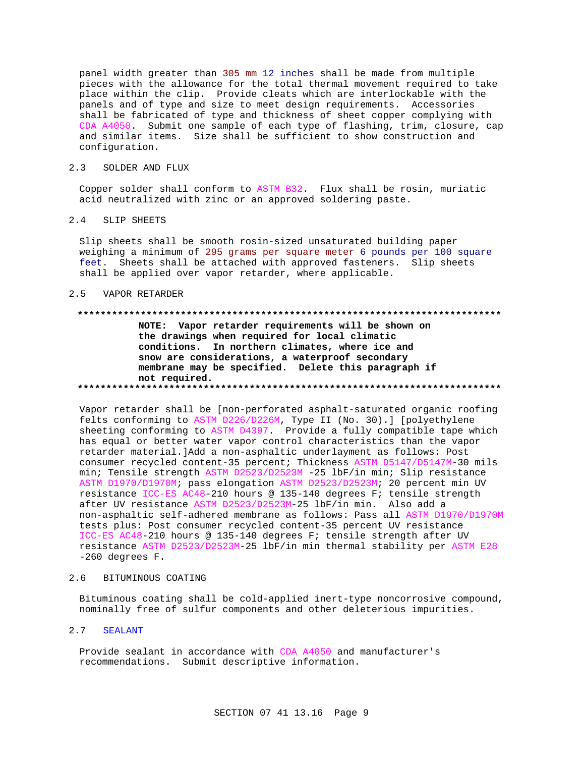panel width greater than 305 mm 12 inches shall be made from multiple pieces with the allowance for the total thermal movement required to take place within the clip. Provide cleats which are interlockable with the panels and of type and size to meet design requirements. Accessories shall be fabricated of type and thickness of sheet copper complying with CDA A4050. Submit one sample of each type of flashing, trim, closure, cap and similar items. Size shall be sufficient to show construction and configuration.

## 2.3 SOLDER AND FLUX

Copper solder shall conform to ASTM B32. Flux shall be rosin, muriatic acid neutralized with zinc or an approved soldering paste.

## 2.4 SLIP SHEETS

Slip sheets shall be smooth rosin-sized unsaturated building paper weighing a minimum of 295 grams per square meter 6 pounds per 100 square feet. Sheets shall be attached with approved fasteners. Slip sheets shall be applied over vapor retarder, where applicable.

## 2.5 VAPOR RETARDER

**************************************************************************

**NOTE: Vapor retarder requirements will be shown on the drawings when required for local climatic conditions. In northern climates, where ice and snow are considerations, a waterproof secondary membrane may be specified. Delete this paragraph if not required.**

**************************************************************************

Vapor retarder shall be [non-perforated asphalt-saturated organic roofing felts conforming to ASTM D226/D226M, Type II (No. 30).] [polyethylene sheeting conforming to ASTM D4397. Provide a fully compatible tape which has equal or better water vapor control characteristics than the vapor retarder material.]Add a non-asphaltic underlayment as follows: Post consumer recycled content-35 percent; Thickness ASTM D5147/D5147M-30 mils min; Tensile strength ASTM D2523/D2523M -25 lbF/in min; Slip resistance ASTM D1970/D1970M; pass elongation ASTM D2523/D2523M; 20 percent min UV resistance ICC-ES AC48-210 hours @ 135-140 degrees F; tensile strength after UV resistance ASTM D2523/D2523M-25 lbF/in min. Also add a non-asphaltic self-adhered membrane as follows: Pass all ASTM D1970/D1970M tests plus: Post consumer recycled content-35 percent UV resistance ICC-ES AC48-210 hours @ 135-140 degrees F; tensile strength after UV resistance ASTM D2523/D2523M-25 lbF/in min thermal stability per ASTM E28 -260 degrees F.

## 2.6 BITUMINOUS COATING

Bituminous coating shall be cold-applied inert-type noncorrosive compound, nominally free of sulfur components and other deleterious impurities.

## 2.7 SEALANT

Provide sealant in accordance with CDA A4050 and manufacturer's recommendations. Submit descriptive information.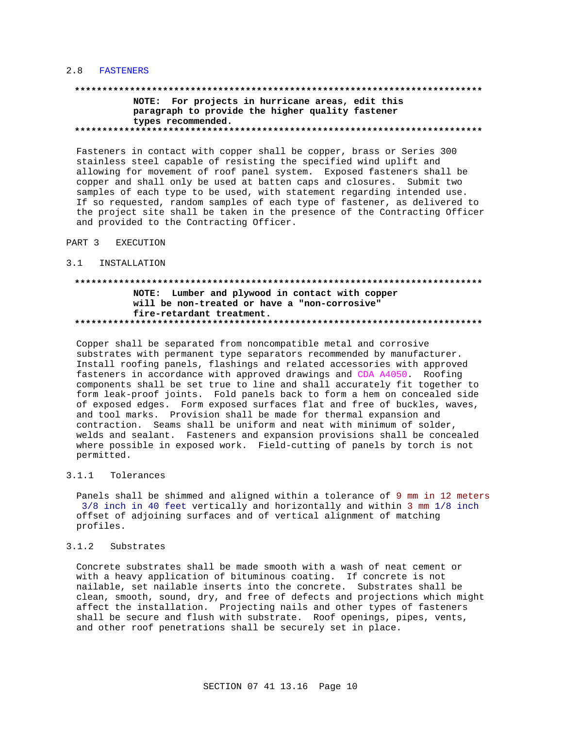## 2.8 FASTENERS

**NOTE: For projects in hurricane areas, edit this paragraph to provide the higher quality fastener types recommended.**

Fasteners in contact with copper shall be copper, brass or Series 300 stainless steel capable of resisting the specified wind uplift and allowing for movement of roof panel system. Exposed fasteners shall be copper and shall only be used at batten caps and closures. Submit two samples of each type to be used, with statement regarding intended use. If so requested, random samples of each type of fastener, as delivered to the project site shall be taken in the presence of the Contracting Officer and provided to the Contracting Officer.

# PART 3 EXECUTION

## 3.1 INSTALLATION

**NOTE: Lumber and plywood in contact with copper will be non-treated or have a "non-corrosive" fire-retardant treatment.**

Copper shall be separated from noncompatible metal and corrosive substrates with permanent type separators recommended by manufacturer. Install roofing panels, flashings and related accessories with approved fasteners in accordance with approved drawings and CDA A4050. Roofing components shall be set true to line and shall accurately fit together to form leak-proof joints. Fold panels back to form a hem on concealed side of exposed edges. Form exposed surfaces flat and free of buckles, waves, and tool marks. Provision shall be made for thermal expansion and contraction. Seams shall be uniform and neat with minimum of solder, welds and sealant. Fasteners and expansion provisions shall be concealed where possible in exposed work. Field-cutting of panels by torch is not permitted.

### 3.1.1 Tolerances

Panels shall be shimmed and aligned within a tolerance of 9 mm in 12 meters 3/8 inch in 40 feet vertically and horizontally and within 3 mm 1/8 inch offset of adjoining surfaces and of vertical alignment of matching profiles.

### 3.1.2 Substrates

Concrete substrates shall be made smooth with a wash of neat cement or with a heavy application of bituminous coating. If concrete is not nailable, set nailable inserts into the concrete. Substrates shall be clean, smooth, sound, dry, and free of defects and projections which might affect the installation. Projecting nails and other types of fasteners shall be secure and flush with substrate. Roof openings, pipes, vents, and other roof penetrations shall be securely set in place.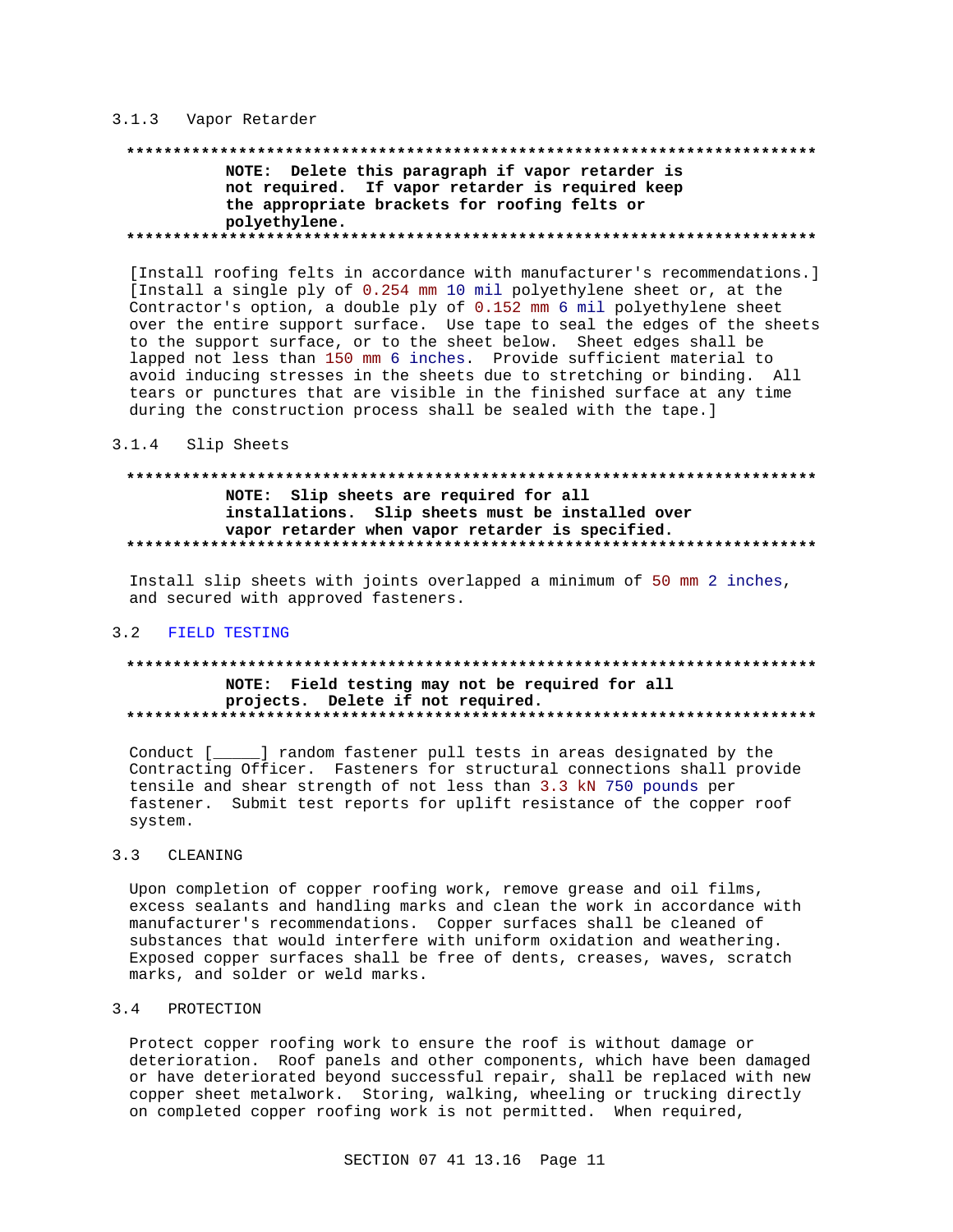### 3.1.3 Vapor Retarder

************************************************************************
**NOTE: Delete this paragraph if vapor retarder is not required. If vapor retarder is required keep the appropriate brackets for roofing felts or polyethylene.**
************************************************************************

[Install roofing felts in accordance with manufacturer's recommendations.] [Install a single ply of 0.254 mm 10 mil polyethylene sheet or, at the Contractor's option, a double ply of 0.152 mm 6 mil polyethylene sheet over the entire support surface. Use tape to seal the edges of the sheets to the support surface, or to the sheet below. Sheet edges shall be lapped not less than 150 mm 6 inches. Provide sufficient material to avoid inducing stresses in the sheets due to stretching or binding. All tears or punctures that are visible in the finished surface at any time during the construction process shall be sealed with the tape.]

### 3.1.4 Slip Sheets

************************************************************************
**NOTE: Slip sheets are required for all installations. Slip sheets must be installed over vapor retarder when vapor retarder is specified.**
************************************************************************

Install slip sheets with joints overlapped a minimum of 50 mm 2 inches, and secured with approved fasteners.

## 3.2 FIELD TESTING

************************************************************************
**NOTE: Field testing may not be required for all projects. Delete if not required.**
************************************************************************

Conduct [_____] random fastener pull tests in areas designated by the Contracting Officer. Fasteners for structural connections shall provide tensile and shear strength of not less than 3.3 kN 750 pounds per fastener. Submit test reports for uplift resistance of the copper roof system.

## 3.3 CLEANING

Upon completion of copper roofing work, remove grease and oil films, excess sealants and handling marks and clean the work in accordance with manufacturer's recommendations. Copper surfaces shall be cleaned of substances that would interfere with uniform oxidation and weathering. Exposed copper surfaces shall be free of dents, creases, waves, scratch marks, and solder or weld marks.

## 3.4 PROTECTION

Protect copper roofing work to ensure the roof is without damage or deterioration. Roof panels and other components, which have been damaged or have deteriorated beyond successful repair, shall be replaced with new copper sheet metalwork. Storing, walking, wheeling or trucking directly on completed copper roofing work is not permitted. When required,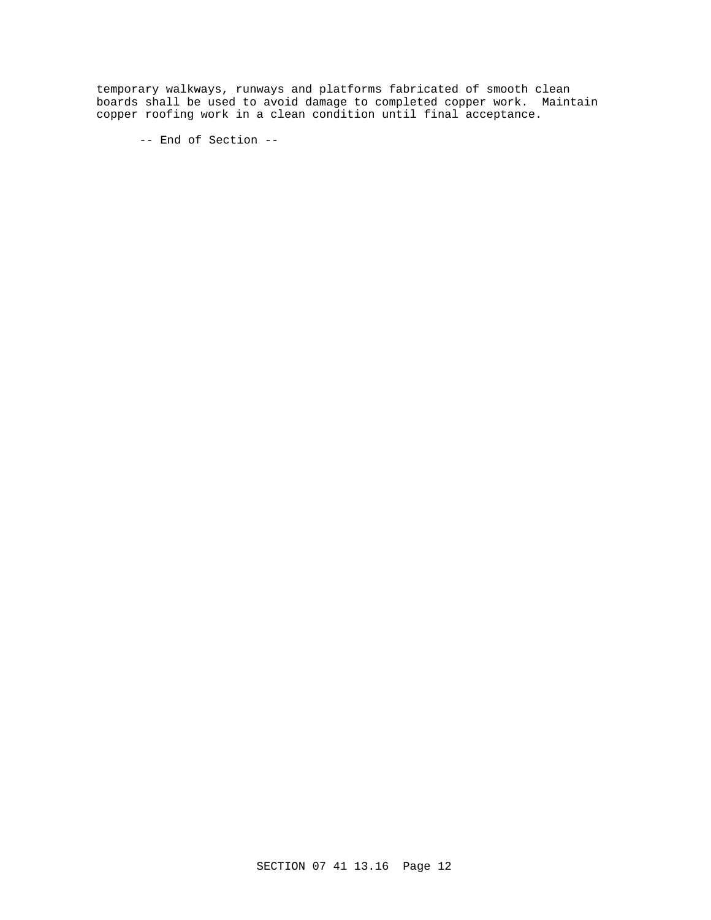temporary walkways, runways and platforms fabricated of smooth clean boards shall be used to avoid damage to completed copper work. Maintain copper roofing work in a clean condition until final acceptance.

-- End of Section --